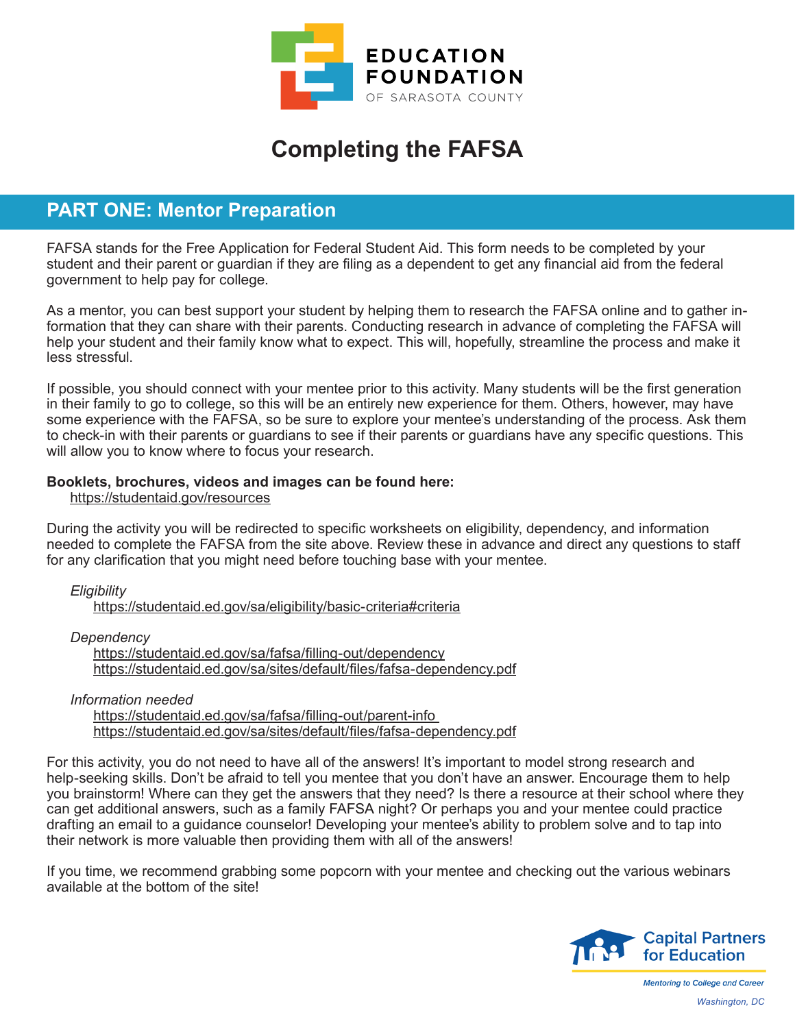EDUCATION FOUNDATION
OF SARASOTA COUNTY

# Completing the FAFSA

## PART ONE: Mentor Preparation

FAFSA stands for the Free Application for Federal Student Aid. This form needs to be completed by your student and their parent or guardian if they are filing as a dependent to get any financial aid from the federal government to help pay for college.

As a mentor, you can best support your student by helping them to research the FAFSA online and to gather information that they can share with their parents. Conducting research in advance of completing the FAFSA will help your student and their family know what to expect. This will, hopefully, streamline the process and make it less stressful.

If possible, you should connect with your mentee prior to this activity. Many students will be the first generation in their family to go to college, so this will be an entirely new experience for them. Others, however, may have some experience with the FAFSA, so be sure to explore your mentee's understanding of the process. Ask them to check-in with their parents or guardians to see if their parents or guardians have any specific questions. This will allow you to know where to focus your research.

**Booklets, brochures, videos and images can be found here:**

https://studentaid.gov/resources

During the activity you will be redirected to specific worksheets on eligibility, dependency, and information needed to complete the FAFSA from the site above. Review these in advance and direct any questions to staff for any clarification that you might need before touching base with your mentee.

*Eligibility*

https://studentaid.ed.gov/sa/eligibility/basic-criteria#criteria

*Dependency*

https://studentaid.ed.gov/sa/fafsa/filling-out/dependency
https://studentaid.ed.gov/sa/sites/default/files/fafsa-dependency.pdf

*Information needed*

https://studentaid.ed.gov/sa/fafsa/filling-out/parent-info
https://studentaid.ed.gov/sa/sites/default/files/fafsa-dependency.pdf

For this activity, you do not need to have all of the answers! It's important to model strong research and help-seeking skills. Don't be afraid to tell you mentee that you don't have an answer. Encourage them to help you brainstorm! Where can they get the answers that they need? Is there a resource at their school where they can get additional answers, such as a family FAFSA night? Or perhaps you and your mentee could practice drafting an email to a guidance counselor! Developing your mentee's ability to problem solve and to tap into their network is more valuable then providing them with all of the answers!

If you time, we recommend grabbing some popcorn with your mentee and checking out the various webinars available at the bottom of the site!

Capital Partners for Education
*Mentoring to College and Career*
*Washington, DC*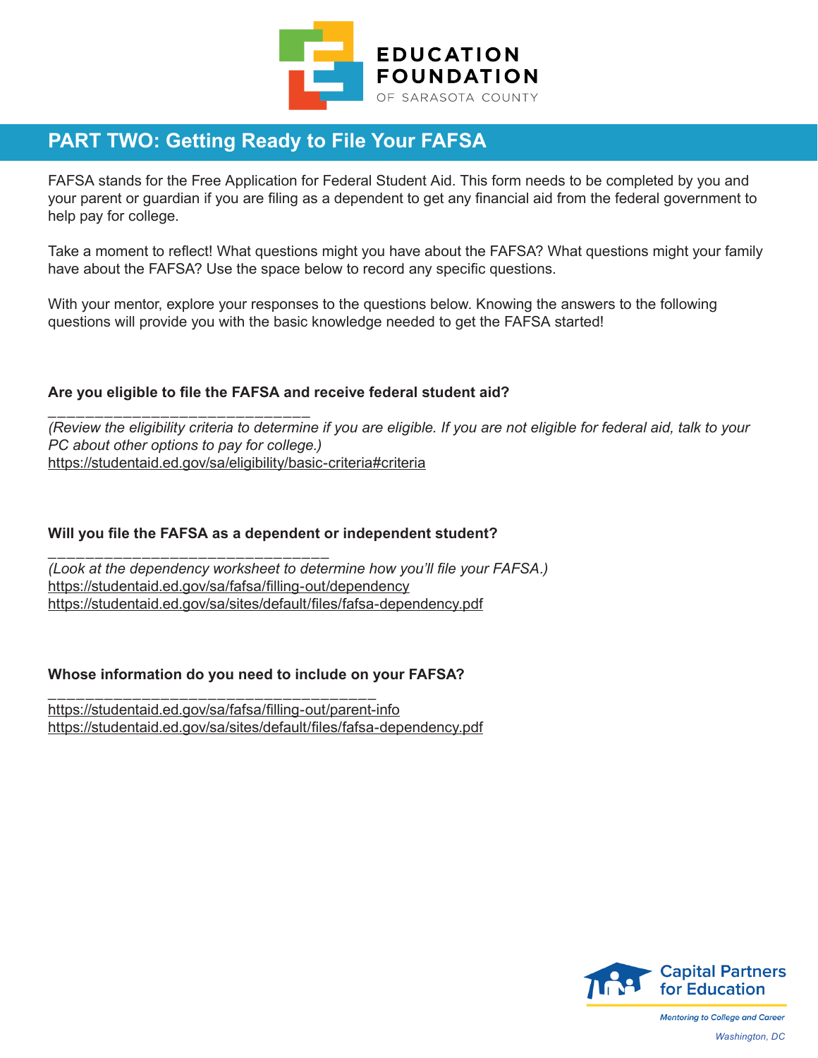# PART TWO: Getting Ready to File Your FAFSA

FAFSA stands for the Free Application for Federal Student Aid. This form needs to be completed by you and your parent or guardian if you are filing as a dependent to get any financial aid from the federal government to help pay for college.

Take a moment to reflect! What questions might you have about the FAFSA? What questions might your family have about the FAFSA? Use the space below to record any specific questions.

With your mentor, explore your responses to the questions below. Knowing the answers to the following questions will provide you with the basic knowledge needed to get the FAFSA started!

**Are you eligible to file the FAFSA and receive federal student aid?**

______________________________

*(Review the eligibility criteria to determine if you are eligible. If you are not eligible for federal aid, talk to your PC about other options to pay for college.)*

https://studentaid.ed.gov/sa/eligibility/basic-criteria#criteria

**Will you file the FAFSA as a dependent or independent student?**

________________________________

*(Look at the dependency worksheet to determine how you'll file your FAFSA.)*

https://studentaid.ed.gov/sa/fafsa/filling-out/dependency

https://studentaid.ed.gov/sa/sites/default/files/fafsa-dependency.pdf

**Whose information do you need to include on your FAFSA?**

_____________________________________

https://studentaid.ed.gov/sa/fafsa/filling-out/parent-info

https://studentaid.ed.gov/sa/sites/default/files/fafsa-dependency.pdf

Capital Partners for Education

*Mentoring to College and Career*

*Washington, DC*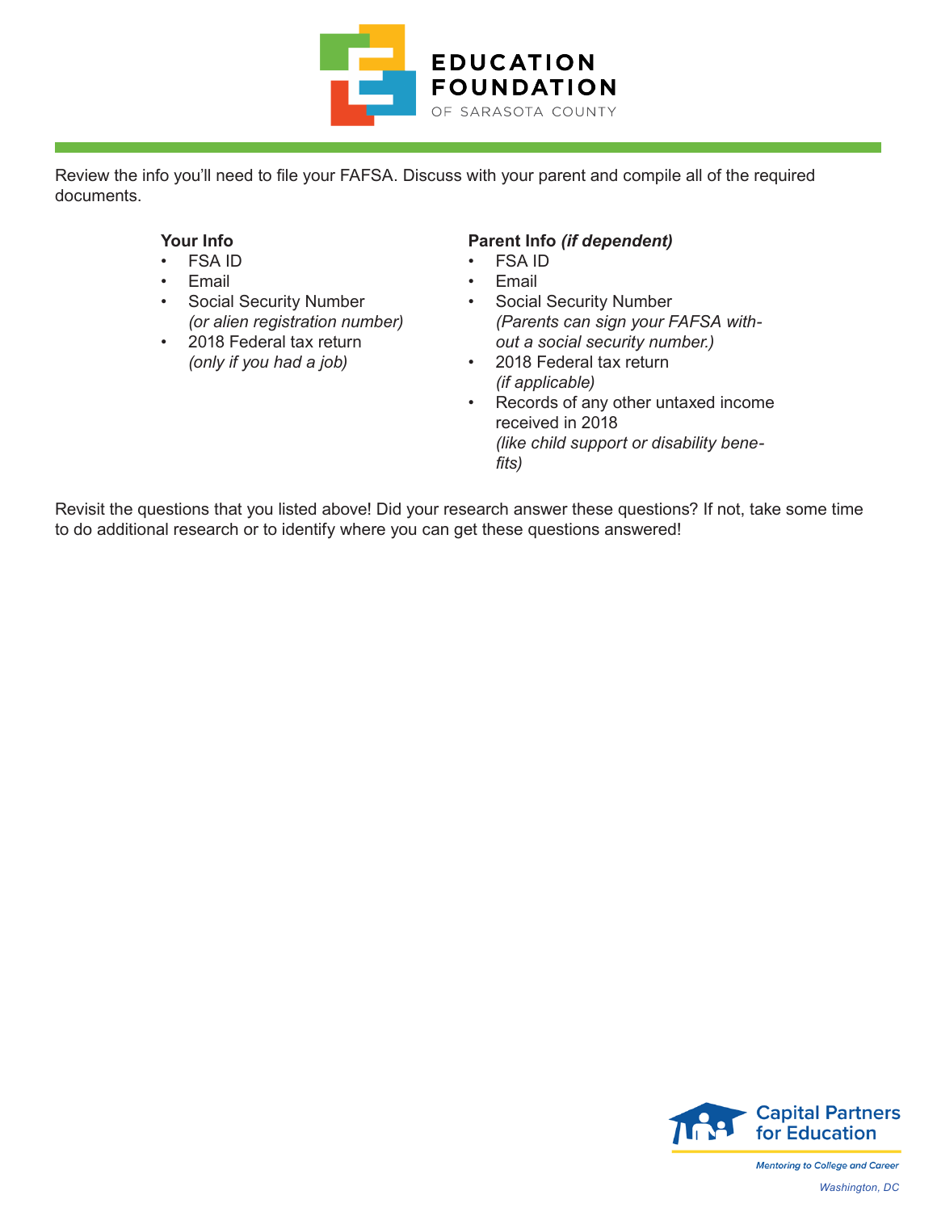Review the info you'll need to file your FAFSA. Discuss with your parent and compile all of the required documents.

**Your Info**

- FSA ID
- Email
- Social Security Number
  *(or alien registration number)*
- 2018 Federal tax return
  *(only if you had a job)*

**Parent Info *(if dependent)***

- FSA ID
- Email
- Social Security Number
  *(Parents can sign your FAFSA without a social security number.)*
- 2018 Federal tax return
  *(if applicable)*
- Records of any other untaxed income received in 2018
  *(like child support or disability benefits)*

Revisit the questions that you listed above! Did your research answer these questions? If not, take some time to do additional research or to identify where you can get these questions answered!